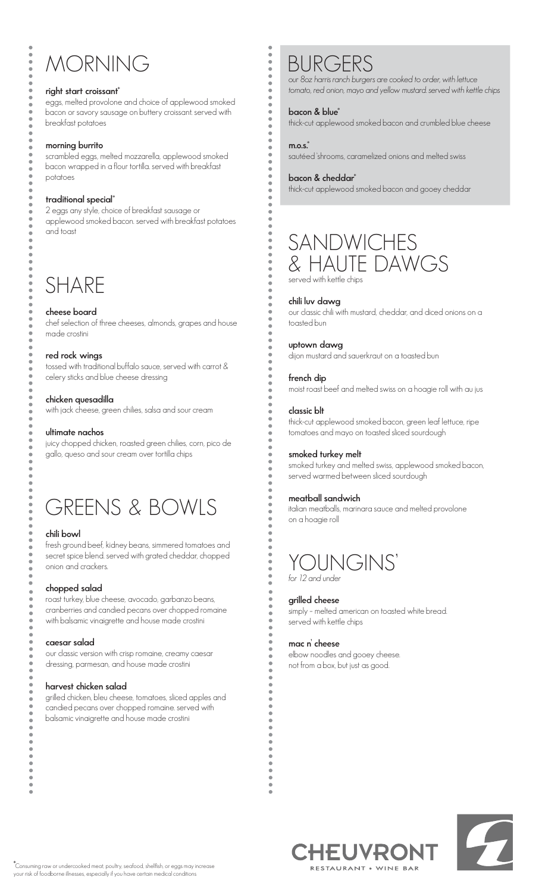# MORNING

**right start croissant***
eggs, melted provolone and choice of applewood smoked bacon or savory sausage on buttery croissant. served with breakfast potatoes

**morning burrito**
scrambled eggs, melted mozzarella, applewood smoked bacon wrapped in a flour tortilla. served with breakfast potatoes

**traditional special***
2 eggs any style, choice of breakfast sausage or applewood smoked bacon. served with breakfast potatoes and toast

# SHARE

**cheese board**
chef selection of three cheeses, almonds, grapes and house made crostini

**red rock wings**
tossed with traditional buffalo sauce, served with carrot & celery sticks and blue cheese dressing

**chicken quesadilla**
with jack cheese, green chilies, salsa and sour cream

**ultimate nachos**
juicy chopped chicken, roasted green chilies, corn, pico de gallo, queso and sour cream over tortilla chips

# GREENS & BOWLS

**chili bowl**
fresh ground beef, kidney beans, simmered tomatoes and secret spice blend. served with grated cheddar, chopped onion and crackers.

**chopped salad**
roast turkey, blue cheese, avocado, garbanzo beans, cranberries and candied pecans over chopped romaine with balsamic vinaigrette and house made crostini

**caesar salad**
our classic version with crisp romaine, creamy caesar dressing, parmesan, and house made crostini

**harvest chicken salad**
grilled chicken, bleu cheese, tomatoes, sliced apples and candied pecans over chopped romaine. served with balsamic vinaigrette and house made crostini

# BURGERS

*our 8oz harris ranch burgers are cooked to order, with lettuce tomato, red onion, mayo and yellow mustard. served with kettle chips*

**bacon & blue***
thick-cut applewood smoked bacon and crumbled blue cheese

**m.o.s.***
sautéed 'shrooms, caramelized onions and melted swiss

**bacon & cheddar***
thick-cut applewood smoked bacon and gooey cheddar

# SANDWICHES & HAUTE DAWGS

served with kettle chips

**chili luv dawg**
our classic chili with mustard, cheddar, and diced onions on a toasted bun

**uptown dawg**
dijon mustard and sauerkraut on a toasted bun

**french dip**
moist roast beef and melted swiss on a hoagie roll with au jus

**classic blt**
thick-cut applewood smoked bacon, green leaf lettuce, ripe tomatoes and mayo on toasted sliced sourdough

**smoked turkey melt**
smoked turkey and melted swiss, applewood smoked bacon, served warmed between sliced sourdough

**meatball sandwich**
italian meatballs, marinara sauce and melted provolone on a hoagie roll

# YOUNGINS'

*for 12 and under*

**grilled cheese**
simply - melted american on toasted white bread. served with kettle chips

**mac n' cheese**
elbow noodles and gooey cheese. not from a box, but just as good.

CHEUVRONT
RESTAURANT • WINE BAR

*Consuming raw or undercooked meat, poultry, seafood, shellfish, or eggs may increase your risk of foodborne illnesses, especially if you have certain medical conditions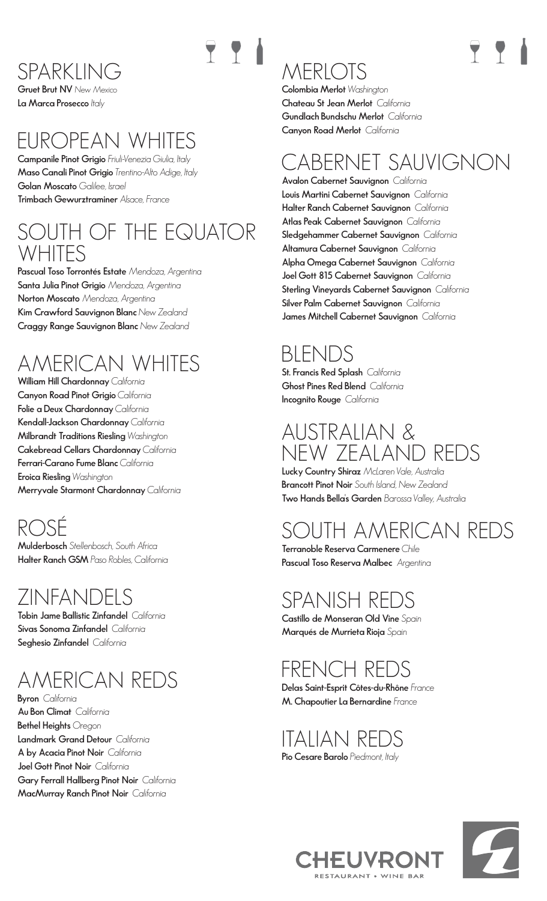## SPARKLING

**Gruet Brut NV** *New Mexico*
**La Marca Prosecco** *Italy*

## EUROPEAN WHITES

**Campanile Pinot Grigio** *Friuli-Venezia Giulia, Italy*
**Maso Canali Pinot Grigio** *Trentino-Alto Adige, Italy*
**Golan Moscato** *Galilee, Israel*
**Trimbach Gewurztraminer** *Alsace, France*

## SOUTH OF THE EQUATOR WHITES

**Pascual Toso Torrontés Estate** *Mendoza, Argentina*
**Santa Julia Pinot Grigio** *Mendoza, Argentina*
**Norton Moscato** *Mendoza, Argentina*
**Kim Crawford Sauvignon Blanc** *New Zealand*
**Craggy Range Sauvignon Blanc** *New Zealand*

## AMERICAN WHITES

**William Hill Chardonnay** *California*
**Canyon Road Pinot Grigio** *California*
**Folie a Deux Chardonnay** *California*
**Kendall-Jackson Chardonnay** *California*
**Milbrandt Traditions Riesling** *Washington*
**Cakebread Cellars Chardonnay** *California*
**Ferrari-Carano Fume Blanc** *California*
**Eroica Riesling** *Washington*
**Merryvale Starmont Chardonnay** *California*

## ROSÉ

**Mulderbosch** *Stellenbosch, South Africa*
**Halter Ranch GSM** *Paso Robles, California*

## ZINFANDELS

**Tobin Jame Ballistic Zinfandel** *California*
**Sivas Sonoma Zinfandel** *California*
**Seghesio Zinfandel** *California*

## AMERICAN REDS

**Byron** *California*
**Au Bon Climat** *California*
**Bethel Heights** *Oregon*
**Landmark Grand Detour** *California*
**A by Acacia Pinot Noir** *California*
**Joel Gott Pinot Noir** *California*
**Gary Ferrall Hallberg Pinot Noir** *California*
**MacMurray Ranch Pinot Noir** *California*

## MERLOTS

**Colombia Merlot** *Washington*
**Chateau St Jean Merlot** *California*
**Gundlach Bundschu Merlot** *California*
**Canyon Road Merlot** *California*

## CABERNET SAUVIGNON

**Avalon Cabernet Sauvignon** *California*
**Louis Martini Cabernet Sauvignon** *California*
**Halter Ranch Cabernet Sauvignon** *California*
**Atlas Peak Cabernet Sauvignon** *California*
**Sledgehammer Cabernet Sauvignon** *California*
**Altamura Cabernet Sauvignon** *California*
**Alpha Omega Cabernet Sauvignon** *California*
**Joel Gott 815 Cabernet Sauvignon** *California*
**Sterling Vineyards Cabernet Sauvignon** *California*
**Silver Palm Cabernet Sauvignon** *California*
**James Mitchell Cabernet Sauvignon** *California*

## BLENDS

**St. Francis Red Splash** *California*
**Ghost Pines Red Blend** *California*
**Incognito Rouge** *California*

## AUSTRALIAN & NEW ZEALAND REDS

**Lucky Country Shiraz** *McLaren Vale, Australia*
**Brancott Pinot Noir** *South Island, New Zealand*
**Two Hands Bella's Garden** *Barossa Valley, Australia*

## SOUTH AMERICAN REDS

**Terranoble Reserva Carmenere** *Chile*
**Pascual Toso Reserva Malbec** *Argentina*

## SPANISH REDS

**Castillo de Monseran Old Vine** *Spain*
**Marqués de Murrieta Rioja** *Spain*

## FRENCH REDS

**Delas Saint-Esprit Côtes-du-Rhône** *France*
**M. Chapoutier La Bernardine** *France*

## ITALIAN REDS

**Pio Cesare Barolo** *Piedmont, Italy*

CHEUVRONT
RESTAURANT • WINE BAR